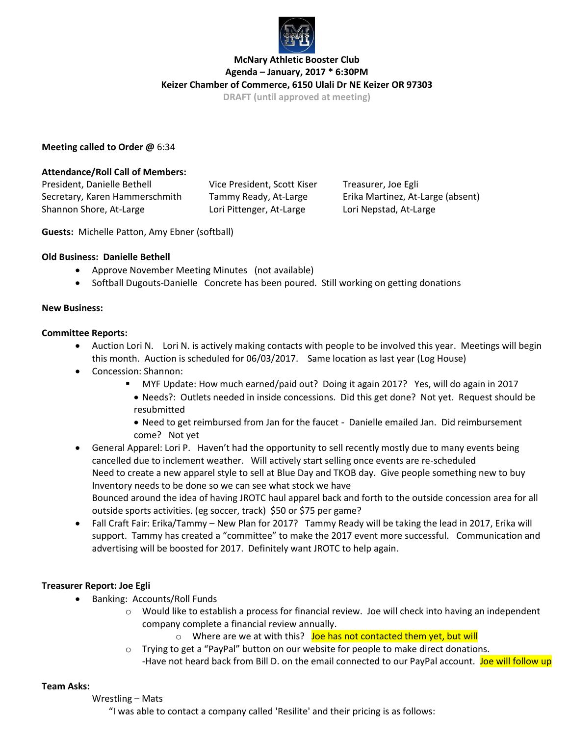**McNary Athletic Booster Club**
**Agenda – January, 2017 * 6:30PM**
**Keizer Chamber of Commerce, 6150 Ulali Dr NE Keizer OR 97303**
DRAFT (until approved at meeting)

**Meeting called to Order @** 6:34

**Attendance/Roll Call of Members:**

| | | |
|---|---|---|
| President, Danielle Bethell | Vice President, Scott Kiser | Treasurer, Joe Egli |
| Secretary, Karen Hammerschmith | Tammy Ready, At-Large | Erika Martinez, At-Large (absent) |
| Shannon Shore, At-Large | Lori Pittenger, At-Large | Lori Nepstad, At-Large |

**Guests:** Michelle Patton, Amy Ebner (softball)

**Old Business: Danielle Bethell**

- Approve November Meeting Minutes (not available)
- Softball Dugouts-Danielle Concrete has been poured. Still working on getting donations

**New Business:**

**Committee Reports:**

- Auction Lori N. Lori N. is actively making contacts with people to be involved this year. Meetings will begin this month. Auction is scheduled for 06/03/2017. Same location as last year (Log House)
- Concession: Shannon:
  - MYF Update: How much earned/paid out? Doing it again 2017? Yes, will do again in 2017
  - Needs?: Outlets needed in inside concessions. Did this get done? Not yet. Request should be resubmitted
  - Need to get reimbursed from Jan for the faucet - Danielle emailed Jan. Did reimbursement come? Not yet
- General Apparel: Lori P. Haven't had the opportunity to sell recently mostly due to many events being cancelled due to inclement weather. Will actively start selling once events are re-scheduled
  Need to create a new apparel style to sell at Blue Day and TKOB day. Give people something new to buy
  Inventory needs to be done so we can see what stock we have
  Bounced around the idea of having JROTC haul apparel back and forth to the outside concession area for all outside sports activities. (eg soccer, track) $50 or $75 per game?
- Fall Craft Fair: Erika/Tammy – New Plan for 2017? Tammy Ready will be taking the lead in 2017, Erika will support. Tammy has created a "committee" to make the 2017 event more successful. Communication and advertising will be boosted for 2017. Definitely want JROTC to help again.

**Treasurer Report: Joe Egli**

- Banking: Accounts/Roll Funds
  - Would like to establish a process for financial review. Joe will check into having an independent company complete a financial review annually.
    - Where are we at with this? Joe has not contacted them yet, but will
  - Trying to get a "PayPal" button on our website for people to make direct donations.
    -Have not heard back from Bill D. on the email connected to our PayPal account. Joe will follow up

**Team Asks:**

Wrestling – Mats

"I was able to contact a company called 'Resilite' and their pricing is as follows: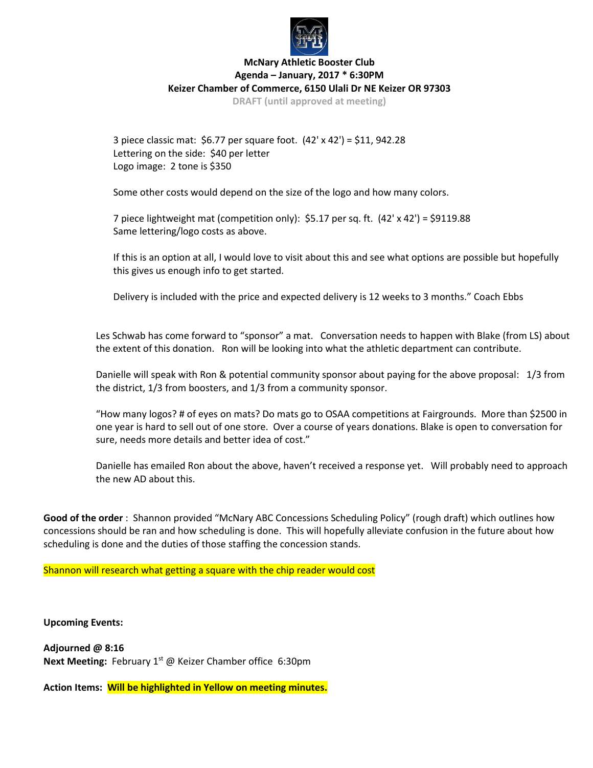**McNary Athletic Booster Club**
**Agenda – January, 2017 * 6:30PM**
**Keizer Chamber of Commerce, 6150 Ulali Dr NE Keizer OR 97303**
DRAFT (until approved at meeting)

> 3 piece classic mat: $6.77 per square foot. (42' x 42') = $11, 942.28
> Lettering on the side: $40 per letter
> Logo image: 2 tone is $350
>
> Some other costs would depend on the size of the logo and how many colors.
>
> 7 piece lightweight mat (competition only): $5.17 per sq. ft. (42' x 42') = $9119.88
> Same lettering/logo costs as above.
>
> If this is an option at all, I would love to visit about this and see what options are possible but hopefully this gives us enough info to get started.
>
> Delivery is included with the price and expected delivery is 12 weeks to 3 months." Coach Ebbs

Les Schwab has come forward to "sponsor" a mat. Conversation needs to happen with Blake (from LS) about the extent of this donation. Ron will be looking into what the athletic department can contribute.

Danielle will speak with Ron & potential community sponsor about paying for the above proposal: 1/3 from the district, 1/3 from boosters, and 1/3 from a community sponsor.

"How many logos? # of eyes on mats? Do mats go to OSAA competitions at Fairgrounds. More than $2500 in one year is hard to sell out of one store. Over a course of years donations. Blake is open to conversation for sure, needs more details and better idea of cost."

Danielle has emailed Ron about the above, haven't received a response yet. Will probably need to approach the new AD about this.

**Good of the order** : Shannon provided "McNary ABC Concessions Scheduling Policy" (rough draft) which outlines how concessions should be ran and how scheduling is done. This will hopefully alleviate confusion in the future about how scheduling is done and the duties of those staffing the concession stands.

Shannon will research what getting a square with the chip reader would cost

**Upcoming Events:**

**Adjourned @ 8:16**
**Next Meeting:** February 1st @ Keizer Chamber office 6:30pm

**Action Items: Will be highlighted in Yellow on meeting minutes.**